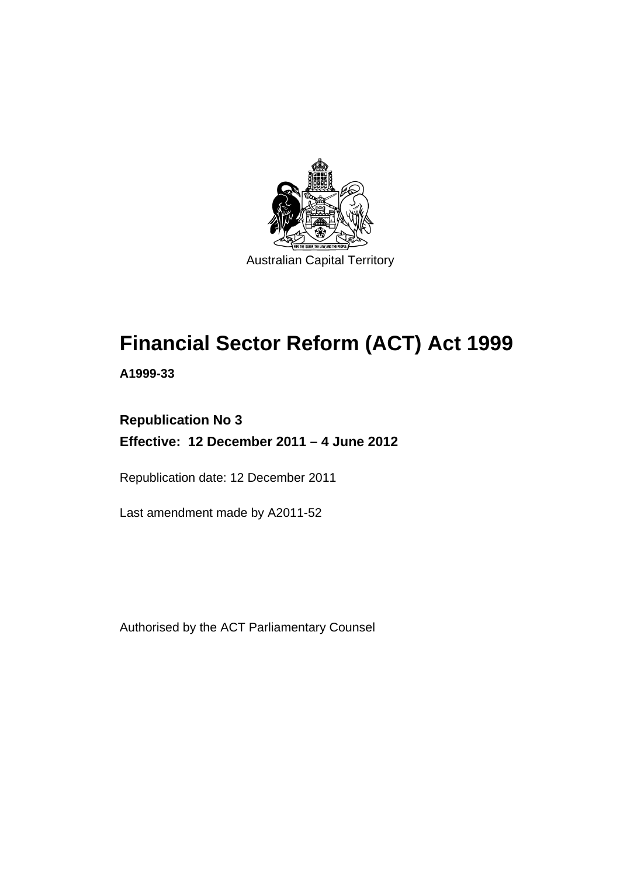Australian Capital Territory

# Financial Sector Reform (ACT) Act 1999

**A1999-33**

**Republication No 3**

**Effective: 12 December 2011 – 4 June 2012**

Republication date: 12 December 2011

Last amendment made by A2011-52

Authorised by the ACT Parliamentary Counsel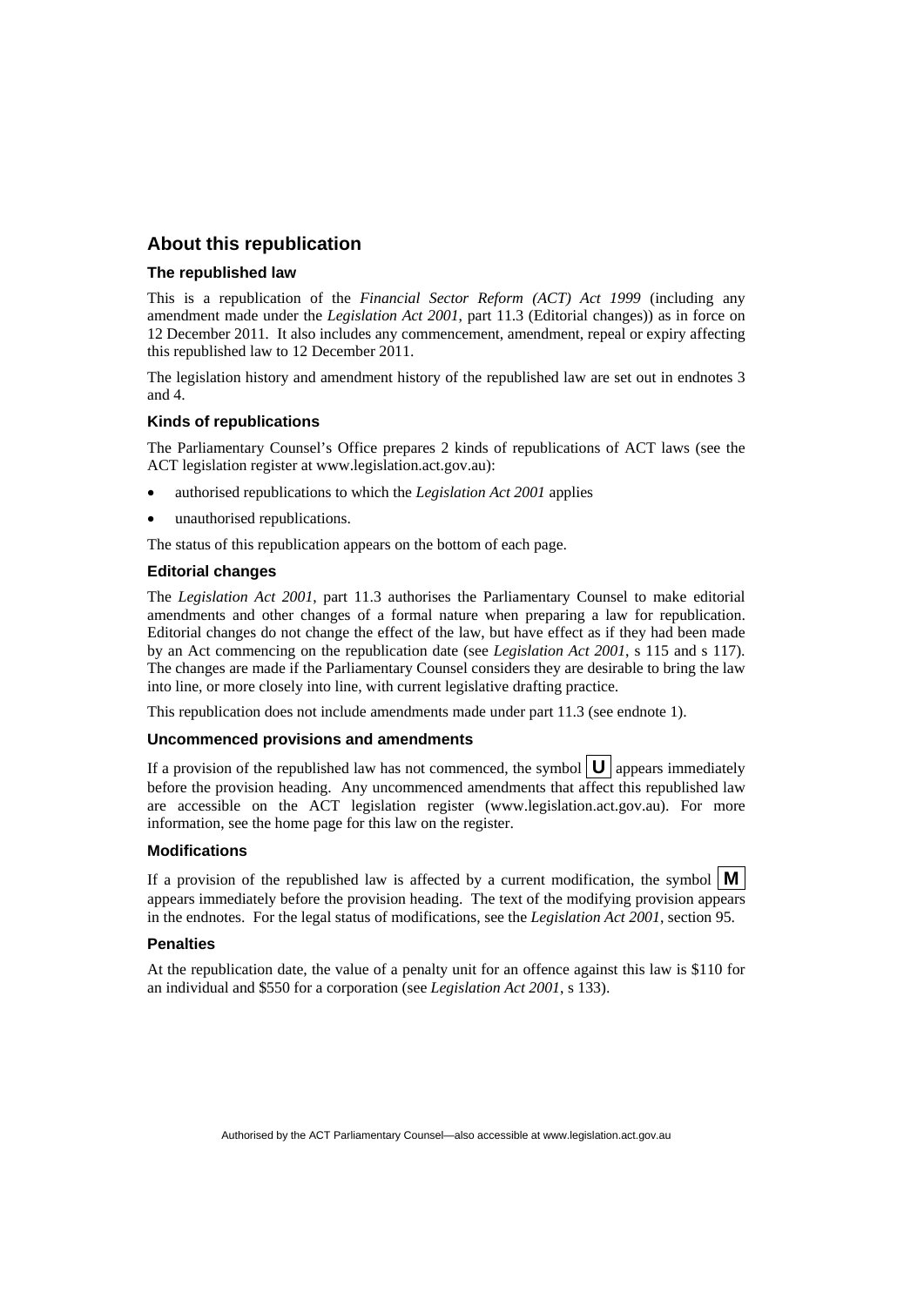## About this republication

### The republished law

This is a republication of the *Financial Sector Reform (ACT) Act 1999* (including any amendment made under the *Legislation Act 2001*, part 11.3 (Editorial changes)) as in force on 12 December 2011. It also includes any commencement, amendment, repeal or expiry affecting this republished law to 12 December 2011.

The legislation history and amendment history of the republished law are set out in endnotes 3 and 4.

### Kinds of republications

The Parliamentary Counsel's Office prepares 2 kinds of republications of ACT laws (see the ACT legislation register at www.legislation.act.gov.au):

- authorised republications to which the *Legislation Act 2001* applies
- unauthorised republications.

The status of this republication appears on the bottom of each page.

### Editorial changes

The *Legislation Act 2001*, part 11.3 authorises the Parliamentary Counsel to make editorial amendments and other changes of a formal nature when preparing a law for republication. Editorial changes do not change the effect of the law, but have effect as if they had been made by an Act commencing on the republication date (see *Legislation Act 2001*, s 115 and s 117). The changes are made if the Parliamentary Counsel considers they are desirable to bring the law into line, or more closely into line, with current legislative drafting practice.

This republication does not include amendments made under part 11.3 (see endnote 1).

### Uncommenced provisions and amendments

If a provision of the republished law has not commenced, the symbol **U** appears immediately before the provision heading. Any uncommenced amendments that affect this republished law are accessible on the ACT legislation register (www.legislation.act.gov.au). For more information, see the home page for this law on the register.

### Modifications

If a provision of the republished law is affected by a current modification, the symbol **M** appears immediately before the provision heading. The text of the modifying provision appears in the endnotes. For the legal status of modifications, see the *Legislation Act 2001*, section 95.

### Penalties

At the republication date, the value of a penalty unit for an offence against this law is $110 for an individual and $550 for a corporation (see *Legislation Act 2001*, s 133).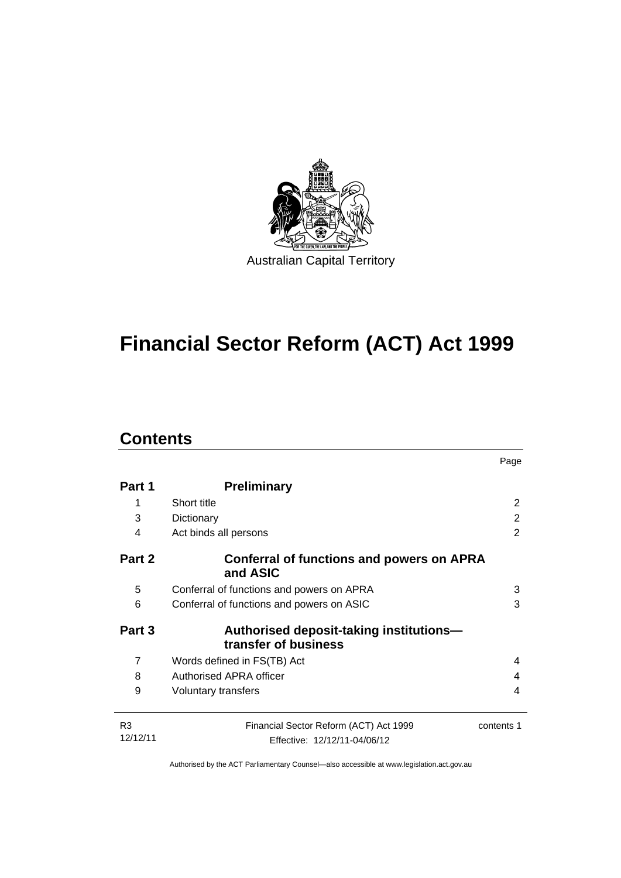Australian Capital Territory

# Financial Sector Reform (ACT) Act 1999

## Contents

| | | Page |
|---|---|---|
| **Part 1** | **Preliminary** | |
| 1 | Short title | 2 |
| 3 | Dictionary | 2 |
| 4 | Act binds all persons | 2 |
| **Part 2** | **Conferral of functions and powers on APRA and ASIC** | |
| 5 | Conferral of functions and powers on APRA | 3 |
| 6 | Conferral of functions and powers on ASIC | 3 |
| **Part 3** | **Authorised deposit-taking institutions—transfer of business** | |
| 7 | Words defined in FS(TB) Act | 4 |
| 8 | Authorised APRA officer | 4 |
| 9 | Voluntary transfers | 4 |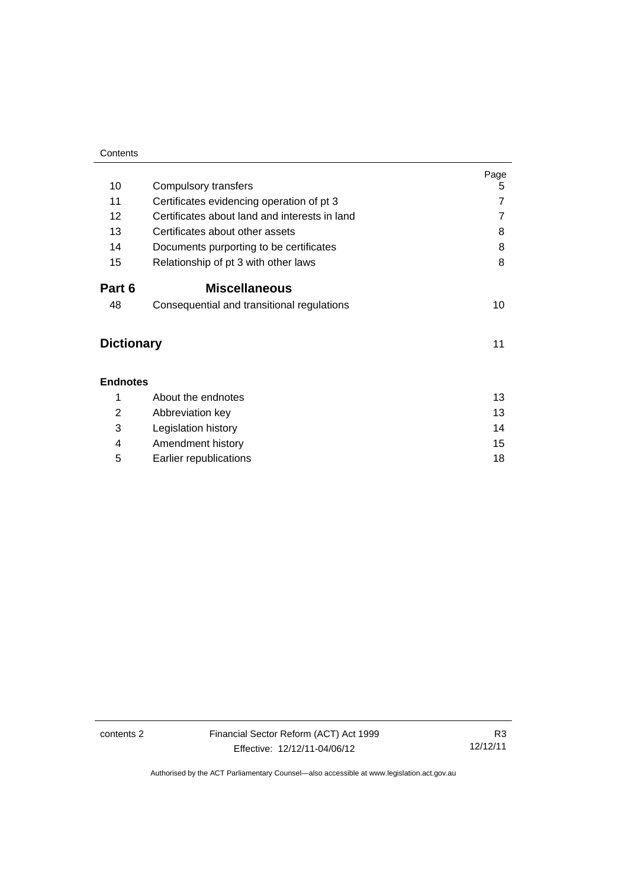| | | Page |
|---|---|---|
| 10 | Compulsory transfers | 5 |
| 11 | Certificates evidencing operation of pt 3 | 7 |
| 12 | Certificates about land and interests in land | 7 |
| 13 | Certificates about other assets | 8 |
| 14 | Documents purporting to be certificates | 8 |
| 15 | Relationship of pt 3 with other laws | 8 |
| **Part 6** | **Miscellaneous** | |
| 48 | Consequential and transitional regulations | 10 |
| **Dictionary** | | 11 |
| **Endnotes** | | |
| 1 | About the endnotes | 13 |
| 2 | Abbreviation key | 13 |
| 3 | Legislation history | 14 |
| 4 | Amendment history | 15 |
| 5 | Earlier republications | 18 |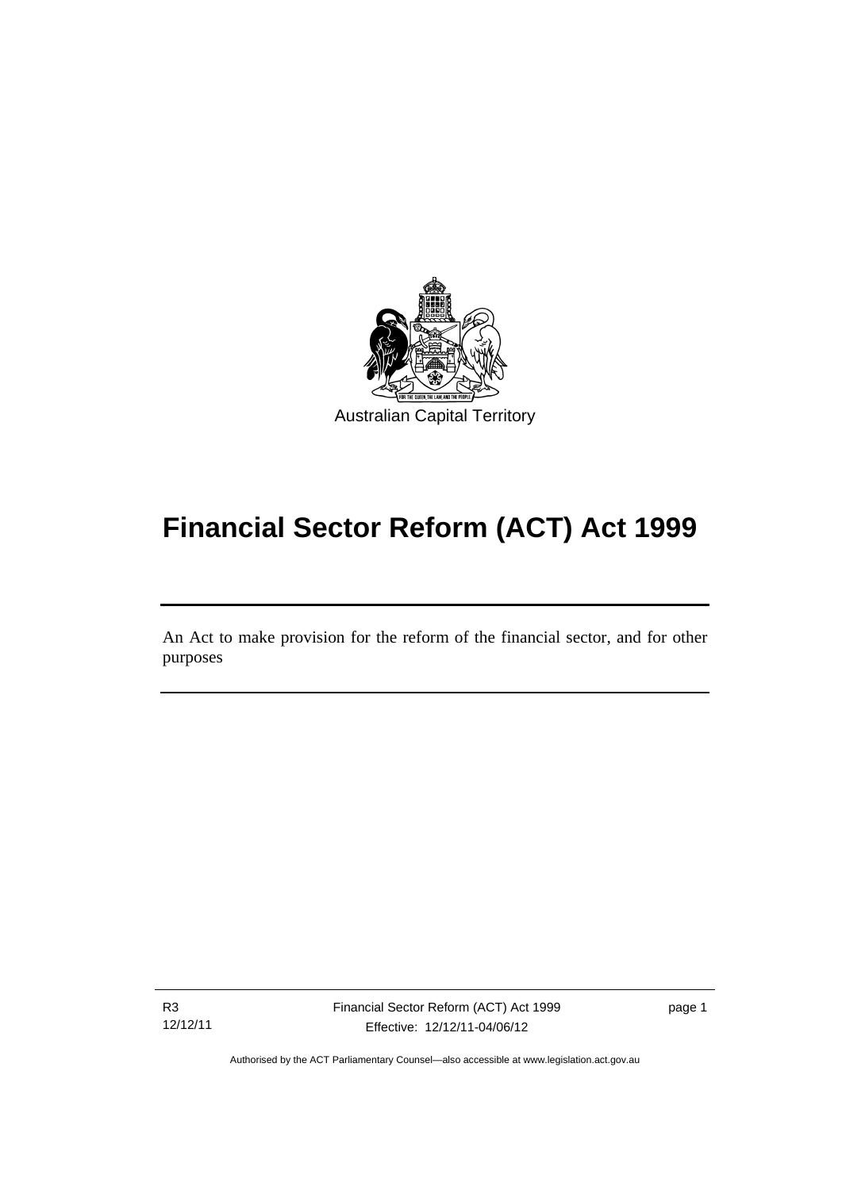Australian Capital Territory

# Financial Sector Reform (ACT) Act 1999

An Act to make provision for the reform of the financial sector, and for other purposes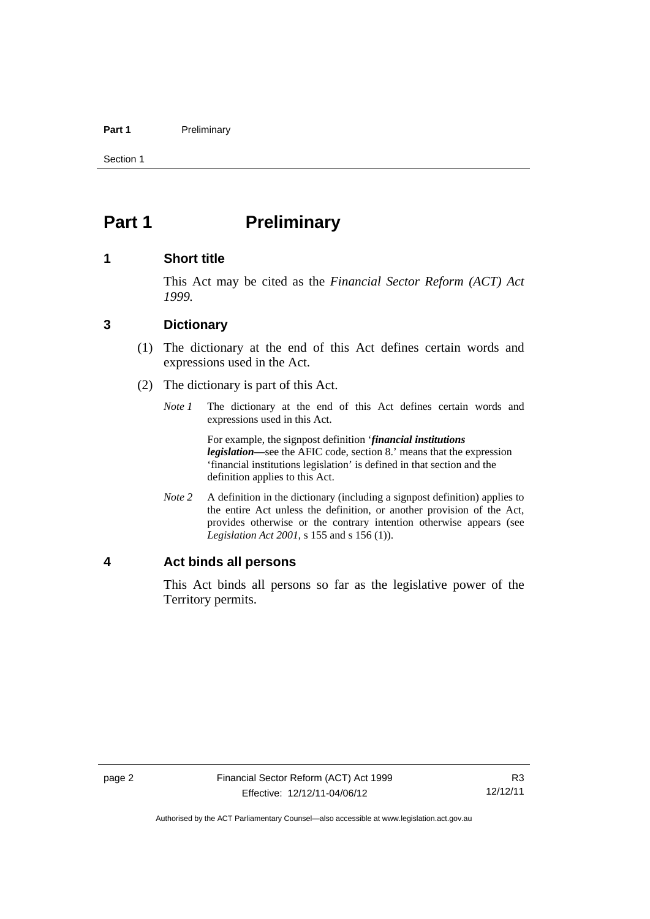# Part 1 Preliminary

## 1 Short title

This Act may be cited as the *Financial Sector Reform (ACT) Act 1999.*

## 3 Dictionary

(1) The dictionary at the end of this Act defines certain words and expressions used in the Act.

(2) The dictionary is part of this Act.

*Note 1* The dictionary at the end of this Act defines certain words and expressions used in this Act.

For example, the signpost definition '***financial institutions legislation***—see the AFIC code, section 8.' means that the expression 'financial institutions legislation' is defined in that section and the definition applies to this Act.

*Note 2* A definition in the dictionary (including a signpost definition) applies to the entire Act unless the definition, or another provision of the Act, provides otherwise or the contrary intention otherwise appears (see *Legislation Act 2001*, s 155 and s 156 (1)).

## 4 Act binds all persons

This Act binds all persons so far as the legislative power of the Territory permits.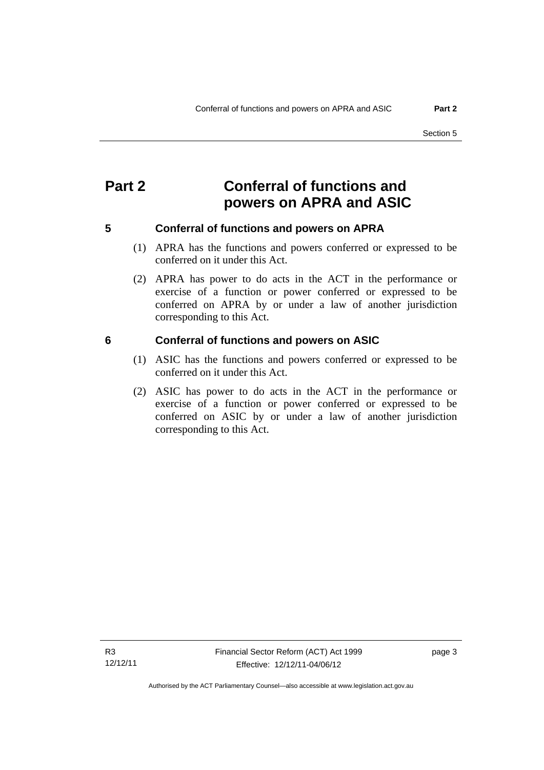# Part 2 Conferral of functions and powers on APRA and ASIC

## 5 Conferral of functions and powers on APRA

(1) APRA has the functions and powers conferred or expressed to be conferred on it under this Act.

(2) APRA has power to do acts in the ACT in the performance or exercise of a function or power conferred or expressed to be conferred on APRA by or under a law of another jurisdiction corresponding to this Act.

## 6 Conferral of functions and powers on ASIC

(1) ASIC has the functions and powers conferred or expressed to be conferred on it under this Act.

(2) ASIC has power to do acts in the ACT in the performance or exercise of a function or power conferred or expressed to be conferred on ASIC by or under a law of another jurisdiction corresponding to this Act.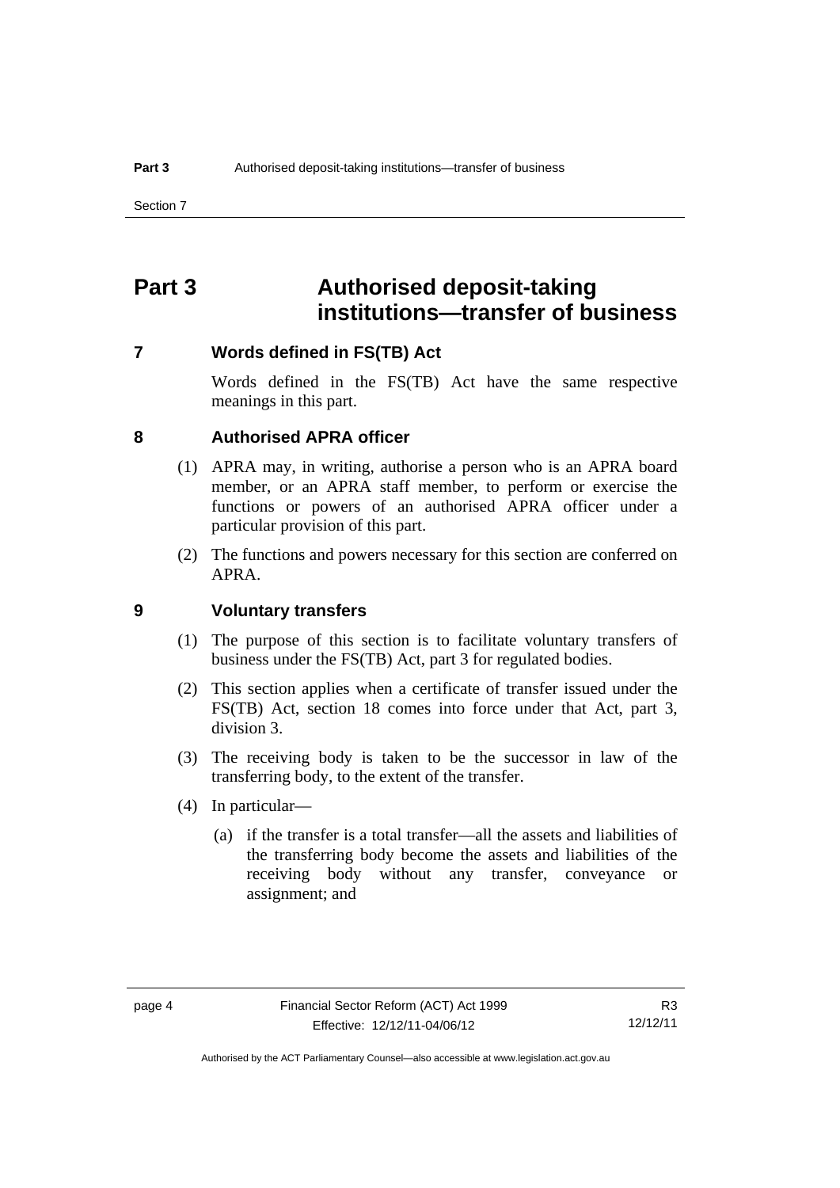# Part 3 Authorised deposit-taking institutions—transfer of business

## 7 Words defined in FS(TB) Act

Words defined in the FS(TB) Act have the same respective meanings in this part.

## 8 Authorised APRA officer

(1) APRA may, in writing, authorise a person who is an APRA board member, or an APRA staff member, to perform or exercise the functions or powers of an authorised APRA officer under a particular provision of this part.

(2) The functions and powers necessary for this section are conferred on APRA.

## 9 Voluntary transfers

(1) The purpose of this section is to facilitate voluntary transfers of business under the FS(TB) Act, part 3 for regulated bodies.

(2) This section applies when a certificate of transfer issued under the FS(TB) Act, section 18 comes into force under that Act, part 3, division 3.

(3) The receiving body is taken to be the successor in law of the transferring body, to the extent of the transfer.

(4) In particular—

(a) if the transfer is a total transfer—all the assets and liabilities of the transferring body become the assets and liabilities of the receiving body without any transfer, conveyance or assignment; and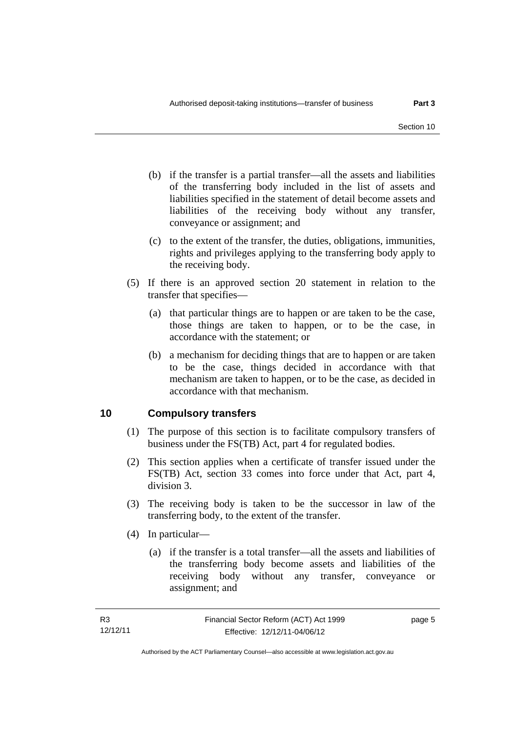(b) if the transfer is a partial transfer—all the assets and liabilities of the transferring body included in the list of assets and liabilities specified in the statement of detail become assets and liabilities of the receiving body without any transfer, conveyance or assignment; and

(c) to the extent of the transfer, the duties, obligations, immunities, rights and privileges applying to the transferring body apply to the receiving body.

(5) If there is an approved section 20 statement in relation to the transfer that specifies—

(a) that particular things are to happen or are taken to be the case, those things are taken to happen, or to be the case, in accordance with the statement; or

(b) a mechanism for deciding things that are to happen or are taken to be the case, things decided in accordance with that mechanism are taken to happen, or to be the case, as decided in accordance with that mechanism.

## 10 Compulsory transfers

(1) The purpose of this section is to facilitate compulsory transfers of business under the FS(TB) Act, part 4 for regulated bodies.

(2) This section applies when a certificate of transfer issued under the FS(TB) Act, section 33 comes into force under that Act, part 4, division 3.

(3) The receiving body is taken to be the successor in law of the transferring body, to the extent of the transfer.

(4) In particular—

(a) if the transfer is a total transfer—all the assets and liabilities of the transferring body become assets and liabilities of the receiving body without any transfer, conveyance or assignment; and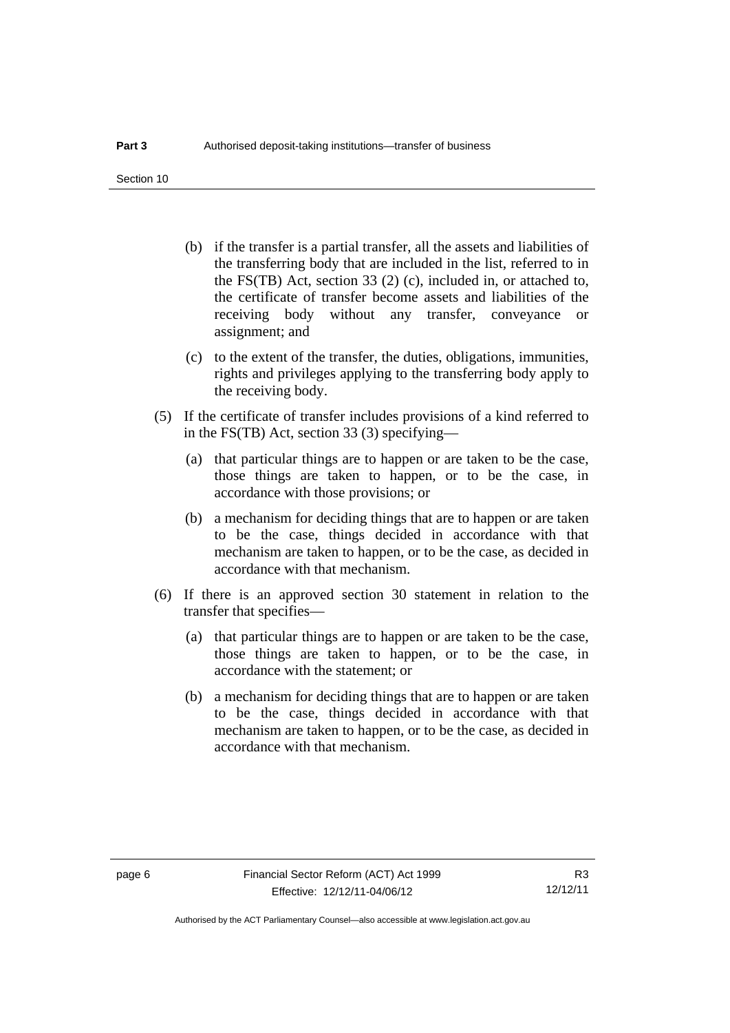(b) if the transfer is a partial transfer, all the assets and liabilities of the transferring body that are included in the list, referred to in the FS(TB) Act, section 33 (2) (c), included in, or attached to, the certificate of transfer become assets and liabilities of the receiving body without any transfer, conveyance or assignment; and

(c) to the extent of the transfer, the duties, obligations, immunities, rights and privileges applying to the transferring body apply to the receiving body.

(5) If the certificate of transfer includes provisions of a kind referred to in the FS(TB) Act, section 33 (3) specifying—

(a) that particular things are to happen or are taken to be the case, those things are taken to happen, or to be the case, in accordance with those provisions; or

(b) a mechanism for deciding things that are to happen or are taken to be the case, things decided in accordance with that mechanism are taken to happen, or to be the case, as decided in accordance with that mechanism.

(6) If there is an approved section 30 statement in relation to the transfer that specifies—

(a) that particular things are to happen or are taken to be the case, those things are taken to happen, or to be the case, in accordance with the statement; or

(b) a mechanism for deciding things that are to happen or are taken to be the case, things decided in accordance with that mechanism are taken to happen, or to be the case, as decided in accordance with that mechanism.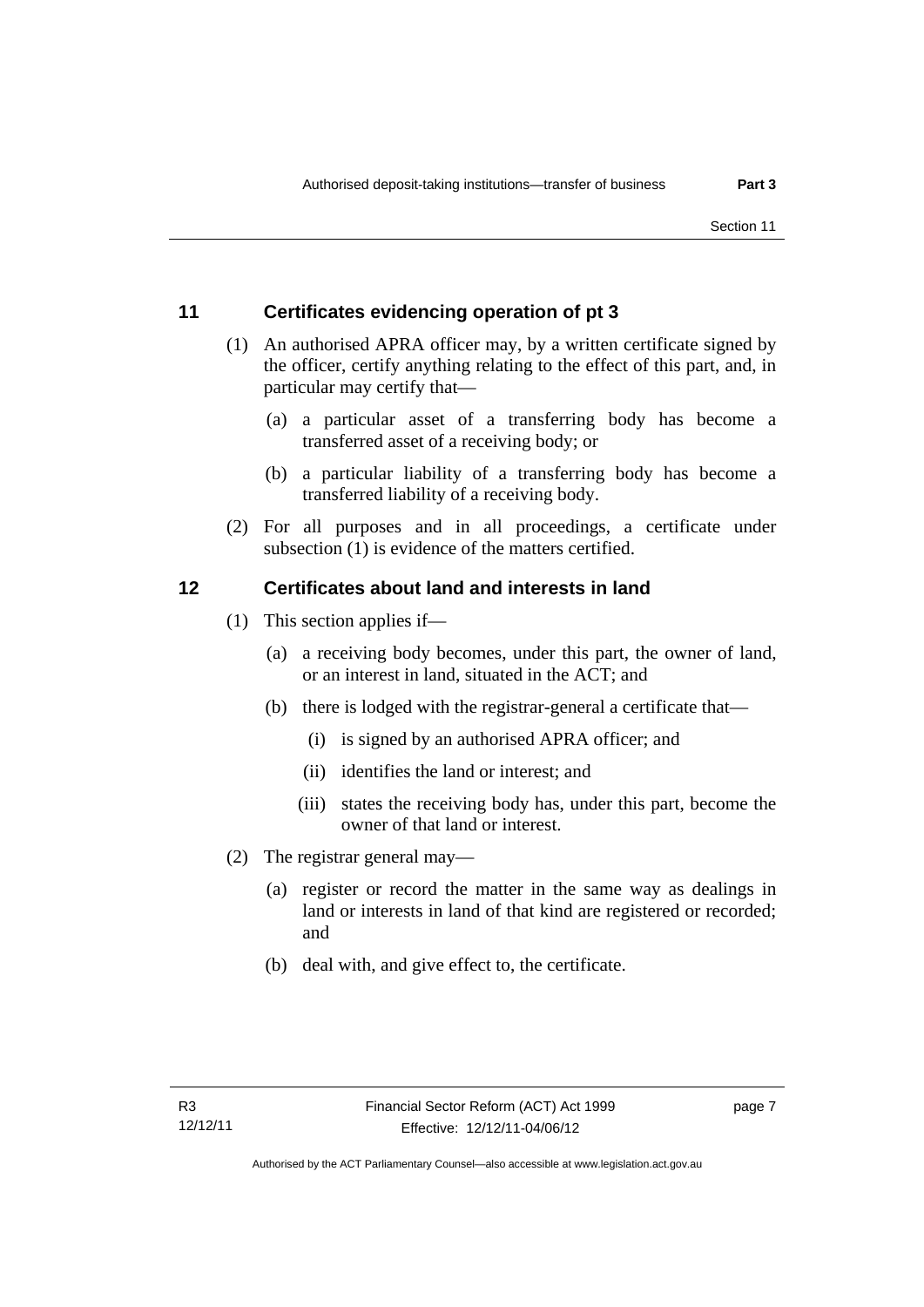## 11 Certificates evidencing operation of pt 3

(1) An authorised APRA officer may, by a written certificate signed by the officer, certify anything relating to the effect of this part, and, in particular may certify that—

(a) a particular asset of a transferring body has become a transferred asset of a receiving body; or

(b) a particular liability of a transferring body has become a transferred liability of a receiving body.

(2) For all purposes and in all proceedings, a certificate under subsection (1) is evidence of the matters certified.

## 12 Certificates about land and interests in land

(1) This section applies if—

(a) a receiving body becomes, under this part, the owner of land, or an interest in land, situated in the ACT; and

(b) there is lodged with the registrar-general a certificate that—

(i) is signed by an authorised APRA officer; and

(ii) identifies the land or interest; and

(iii) states the receiving body has, under this part, become the owner of that land or interest.

(2) The registrar general may—

(a) register or record the matter in the same way as dealings in land or interests in land of that kind are registered or recorded; and

(b) deal with, and give effect to, the certificate.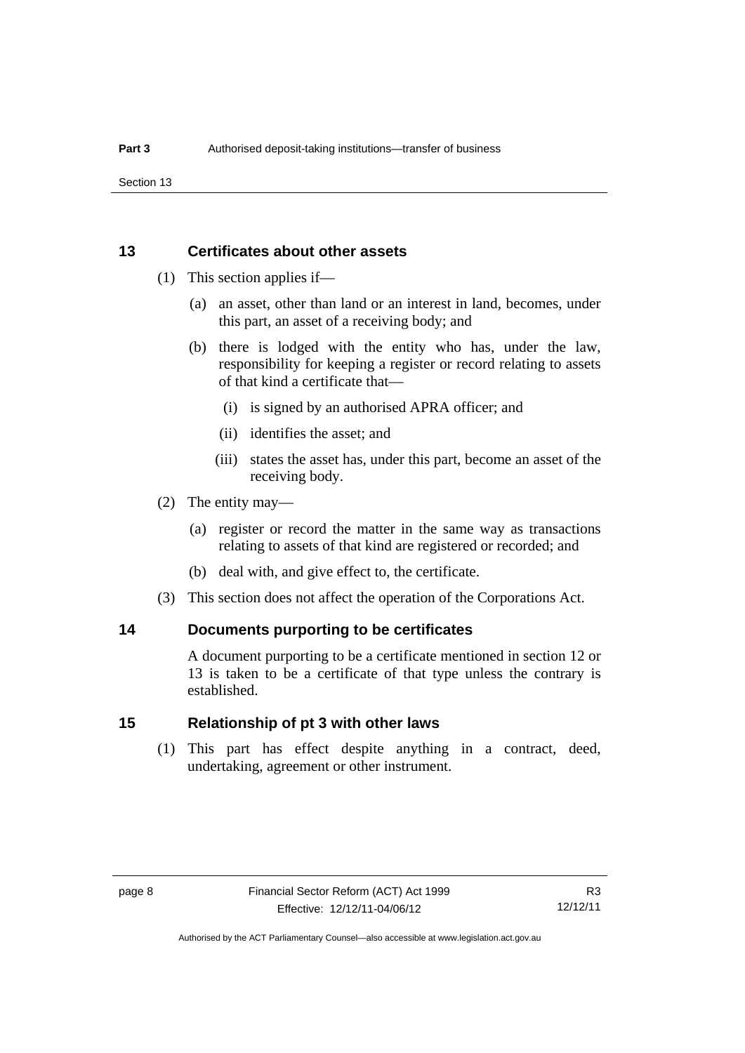## 13 Certificates about other assets

(1) This section applies if—

(a) an asset, other than land or an interest in land, becomes, under this part, an asset of a receiving body; and

(b) there is lodged with the entity who has, under the law, responsibility for keeping a register or record relating to assets of that kind a certificate that—

(i) is signed by an authorised APRA officer; and

(ii) identifies the asset; and

(iii) states the asset has, under this part, become an asset of the receiving body.

(2) The entity may—

(a) register or record the matter in the same way as transactions relating to assets of that kind are registered or recorded; and

(b) deal with, and give effect to, the certificate.

(3) This section does not affect the operation of the Corporations Act.

## 14 Documents purporting to be certificates

A document purporting to be a certificate mentioned in section 12 or 13 is taken to be a certificate of that type unless the contrary is established.

## 15 Relationship of pt 3 with other laws

(1) This part has effect despite anything in a contract, deed, undertaking, agreement or other instrument.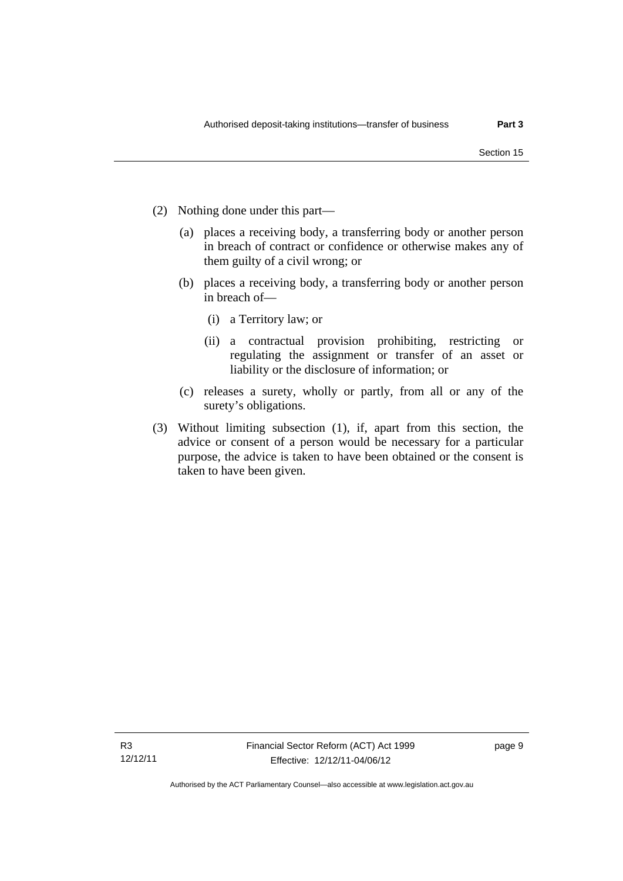(2) Nothing done under this part—

 (a) places a receiving body, a transferring body or another person in breach of contract or confidence or otherwise makes any of them guilty of a civil wrong; or

 (b) places a receiving body, a transferring body or another person in breach of—

  (i) a Territory law; or

  (ii) a contractual provision prohibiting, restricting or regulating the assignment or transfer of an asset or liability or the disclosure of information; or

 (c) releases a surety, wholly or partly, from all or any of the surety's obligations.

(3) Without limiting subsection (1), if, apart from this section, the advice or consent of a person would be necessary for a particular purpose, the advice is taken to have been obtained or the consent is taken to have been given.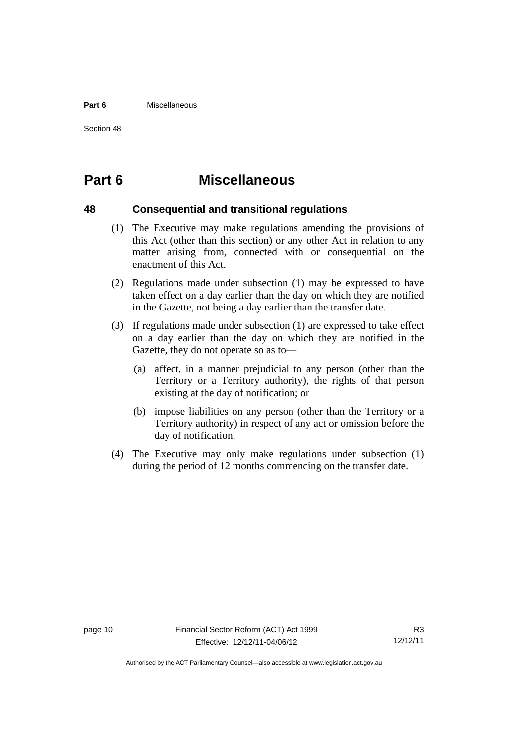# Part 6 Miscellaneous

## 48 Consequential and transitional regulations

(1) The Executive may make regulations amending the provisions of this Act (other than this section) or any other Act in relation to any matter arising from, connected with or consequential on the enactment of this Act.

(2) Regulations made under subsection (1) may be expressed to have taken effect on a day earlier than the day on which they are notified in the Gazette, not being a day earlier than the transfer date.

(3) If regulations made under subsection (1) are expressed to take effect on a day earlier than the day on which they are notified in the Gazette, they do not operate so as to—

(a) affect, in a manner prejudicial to any person (other than the Territory or a Territory authority), the rights of that person existing at the day of notification; or

(b) impose liabilities on any person (other than the Territory or a Territory authority) in respect of any act or omission before the day of notification.

(4) The Executive may only make regulations under subsection (1) during the period of 12 months commencing on the transfer date.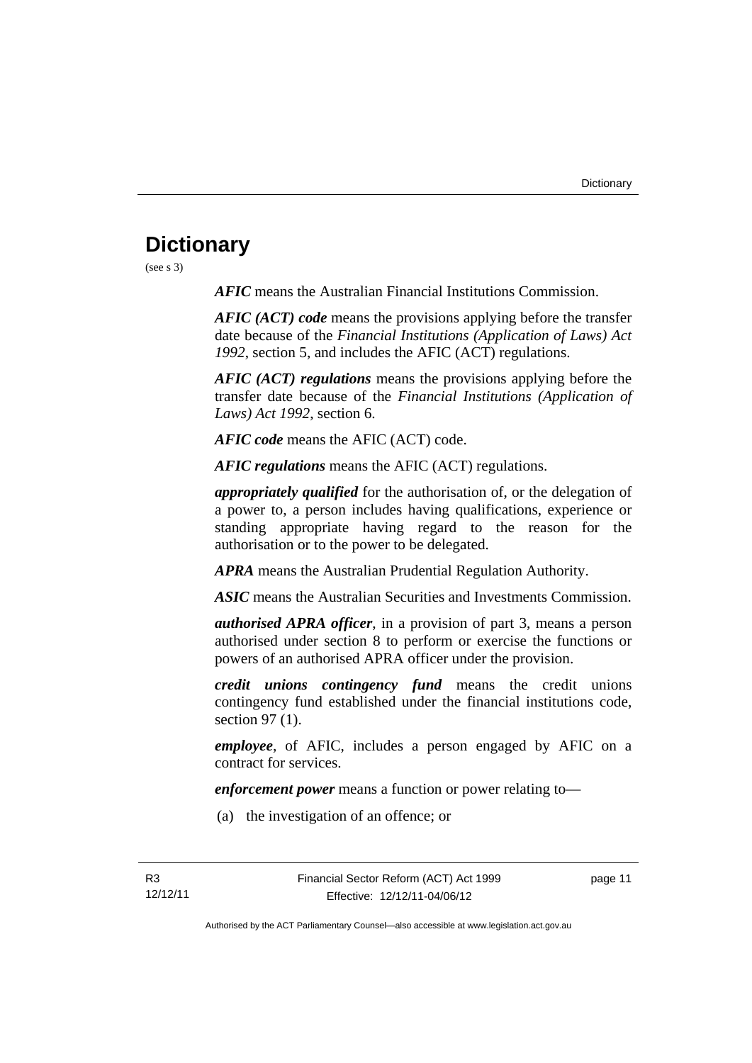# Dictionary

(see s 3)

***AFIC*** means the Australian Financial Institutions Commission.

***AFIC (ACT) code*** means the provisions applying before the transfer date because of the *Financial Institutions (Application of Laws) Act 1992*, section 5, and includes the AFIC (ACT) regulations.

***AFIC (ACT) regulations*** means the provisions applying before the transfer date because of the *Financial Institutions (Application of Laws) Act 1992*, section 6.

***AFIC code*** means the AFIC (ACT) code.

***AFIC regulations*** means the AFIC (ACT) regulations.

***appropriately qualified*** for the authorisation of, or the delegation of a power to, a person includes having qualifications, experience or standing appropriate having regard to the reason for the authorisation or to the power to be delegated.

***APRA*** means the Australian Prudential Regulation Authority.

***ASIC*** means the Australian Securities and Investments Commission.

***authorised APRA officer***, in a provision of part 3, means a person authorised under section 8 to perform or exercise the functions or powers of an authorised APRA officer under the provision.

***credit unions contingency fund*** means the credit unions contingency fund established under the financial institutions code, section 97 (1).

***employee***, of AFIC, includes a person engaged by AFIC on a contract for services.

***enforcement power*** means a function or power relating to—

(a) the investigation of an offence; or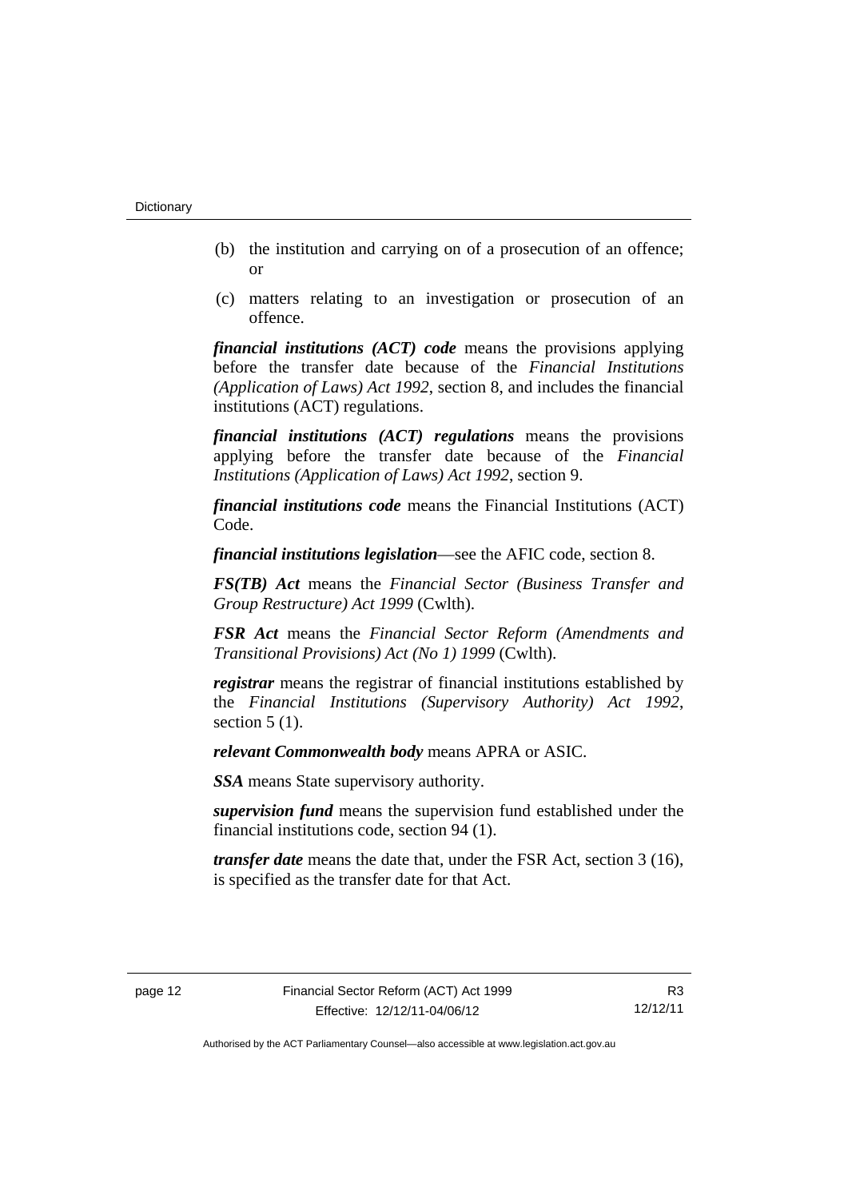(b) the institution and carrying on of a prosecution of an offence; or

(c) matters relating to an investigation or prosecution of an offence.

***financial institutions (ACT) code*** means the provisions applying before the transfer date because of the *Financial Institutions (Application of Laws) Act 1992*, section 8, and includes the financial institutions (ACT) regulations.

***financial institutions (ACT) regulations*** means the provisions applying before the transfer date because of the *Financial Institutions (Application of Laws) Act 1992*, section 9.

***financial institutions code*** means the Financial Institutions (ACT) Code.

***financial institutions legislation***—see the AFIC code, section 8.

***FS(TB) Act*** means the *Financial Sector (Business Transfer and Group Restructure) Act 1999* (Cwlth).

***FSR Act*** means the *Financial Sector Reform (Amendments and Transitional Provisions) Act (No 1) 1999* (Cwlth).

***registrar*** means the registrar of financial institutions established by the *Financial Institutions (Supervisory Authority) Act 1992*, section 5 (1).

***relevant Commonwealth body*** means APRA or ASIC.

***SSA*** means State supervisory authority.

***supervision fund*** means the supervision fund established under the financial institutions code, section 94 (1).

***transfer date*** means the date that, under the FSR Act, section 3 (16), is specified as the transfer date for that Act.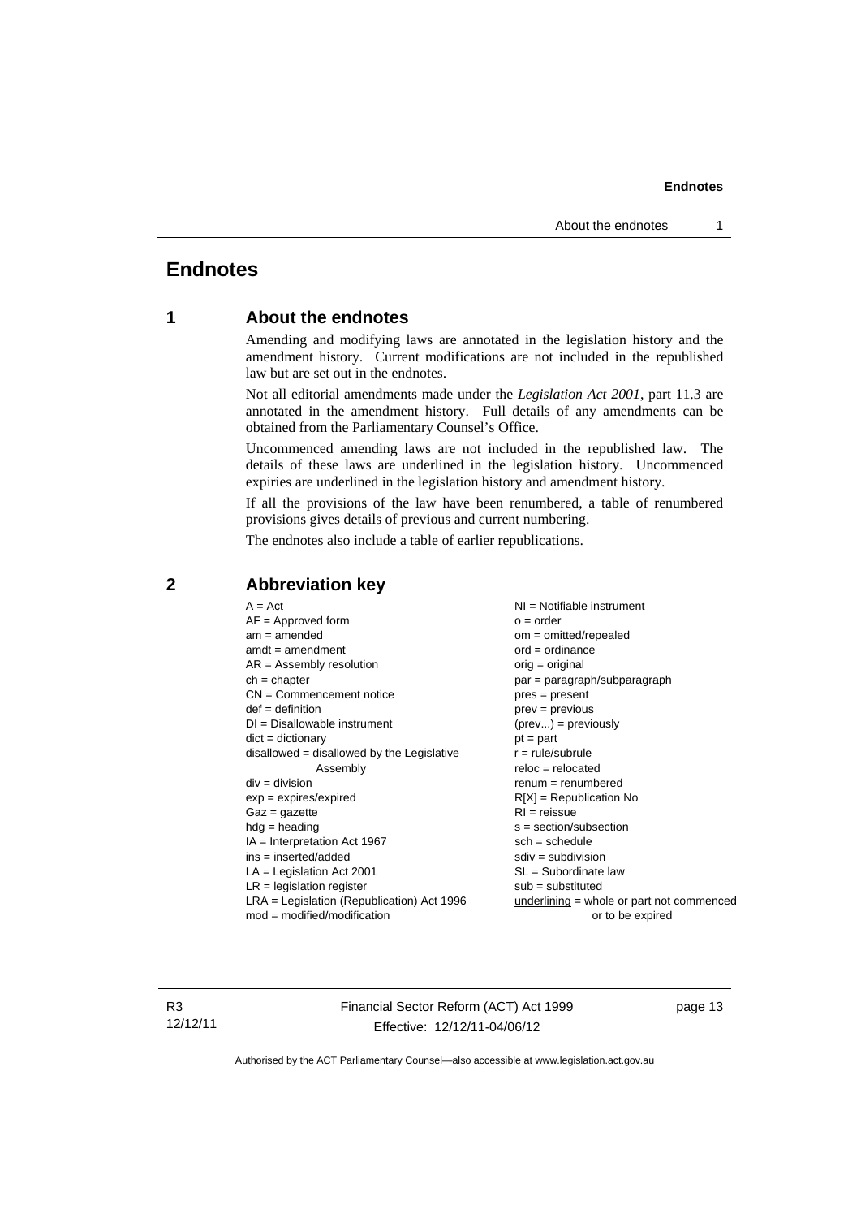# Endnotes

## 1 About the endnotes

Amending and modifying laws are annotated in the legislation history and the amendment history. Current modifications are not included in the republished law but are set out in the endnotes.

Not all editorial amendments made under the *Legislation Act 2001*, part 11.3 are annotated in the amendment history. Full details of any amendments can be obtained from the Parliamentary Counsel's Office.

Uncommenced amending laws are not included in the republished law. The details of these laws are underlined in the legislation history. Uncommenced expiries are underlined in the legislation history and amendment history.

If all the provisions of the law have been renumbered, a table of renumbered provisions gives details of previous and current numbering.

The endnotes also include a table of earlier republications.

## 2 Abbreviation key

A = Act
AF = Approved form
am = amended
amdt = amendment
AR = Assembly resolution
ch = chapter
CN = Commencement notice
def = definition
DI = Disallowable instrument
dict = dictionary
disallowed = disallowed by the Legislative Assembly
div = division
exp = expires/expired
Gaz = gazette
hdg = heading
IA = Interpretation Act 1967
ins = inserted/added
LA = Legislation Act 2001
LR = legislation register
LRA = Legislation (Republication) Act 1996
mod = modified/modification
NI = Notifiable instrument
o = order
om = omitted/repealed
ord = ordinance
orig = original
par = paragraph/subparagraph
pres = present
prev = previous
(prev...) = previously
pt = part
r = rule/subrule
reloc = relocated
renum = renumbered
R[X] = Republication No
RI = reissue
s = section/subsection
sch = schedule
sdiv = subdivision
SL = Subordinate law
sub = substituted
underlining = whole or part not commenced or to be expired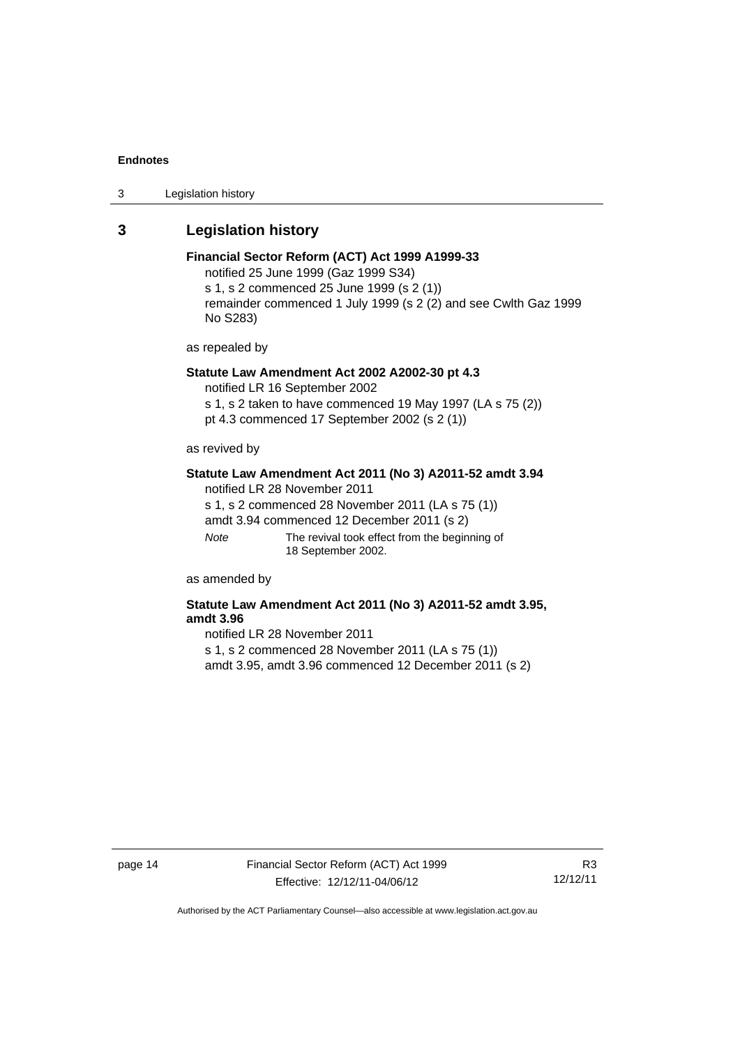## 3 Legislation history

**Financial Sector Reform (ACT) Act 1999 A1999-33**

notified 25 June 1999 (Gaz 1999 S34)
s 1, s 2 commenced 25 June 1999 (s 2 (1))
remainder commenced 1 July 1999 (s 2 (2) and see Cwlth Gaz 1999 No S283)

as repealed by

**Statute Law Amendment Act 2002 A2002-30 pt 4.3**

notified LR 16 September 2002
s 1, s 2 taken to have commenced 19 May 1997 (LA s 75 (2))
pt 4.3 commenced 17 September 2002 (s 2 (1))

as revived by

**Statute Law Amendment Act 2011 (No 3) A2011-52 amdt 3.94**

notified LR 28 November 2011
s 1, s 2 commenced 28 November 2011 (LA s 75 (1))
amdt 3.94 commenced 12 December 2011 (s 2)

*Note* The revival took effect from the beginning of 18 September 2002.

as amended by

**Statute Law Amendment Act 2011 (No 3) A2011-52 amdt 3.95, amdt 3.96**

notified LR 28 November 2011
s 1, s 2 commenced 28 November 2011 (LA s 75 (1))
amdt 3.95, amdt 3.96 commenced 12 December 2011 (s 2)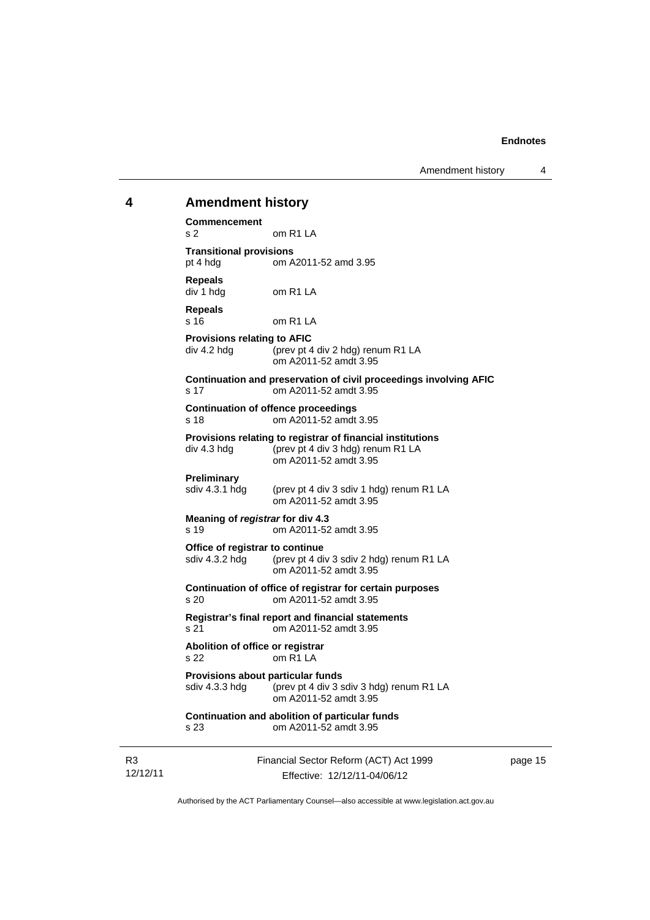## 4 Amendment history

**Commencement**
s 2 om R1 LA

**Transitional provisions**
pt 4 hdg om A2011-52 amd 3.95

**Repeals**
div 1 hdg om R1 LA

**Repeals**
s 16 om R1 LA

**Provisions relating to AFIC**
div 4.2 hdg (prev pt 4 div 2 hdg) renum R1 LA
om A2011-52 amdt 3.95

**Continuation and preservation of civil proceedings involving AFIC**
s 17 om A2011-52 amdt 3.95

**Continuation of offence proceedings**
s 18 om A2011-52 amdt 3.95

**Provisions relating to registrar of financial institutions**
div 4.3 hdg (prev pt 4 div 3 hdg) renum R1 LA
om A2011-52 amdt 3.95

**Preliminary**
sdiv 4.3.1 hdg (prev pt 4 div 3 sdiv 1 hdg) renum R1 LA
om A2011-52 amdt 3.95

**Meaning of *registrar* for div 4.3**
s 19 om A2011-52 amdt 3.95

**Office of registrar to continue**
sdiv 4.3.2 hdg (prev pt 4 div 3 sdiv 2 hdg) renum R1 LA
om A2011-52 amdt 3.95

**Continuation of office of registrar for certain purposes**
s 20 om A2011-52 amdt 3.95

**Registrar's final report and financial statements**
s 21 om A2011-52 amdt 3.95

**Abolition of office or registrar**
s 22 om R1 LA

**Provisions about particular funds**
sdiv 4.3.3 hdg (prev pt 4 div 3 sdiv 3 hdg) renum R1 LA
om A2011-52 amdt 3.95

**Continuation and abolition of particular funds**
s 23 om A2011-52 amdt 3.95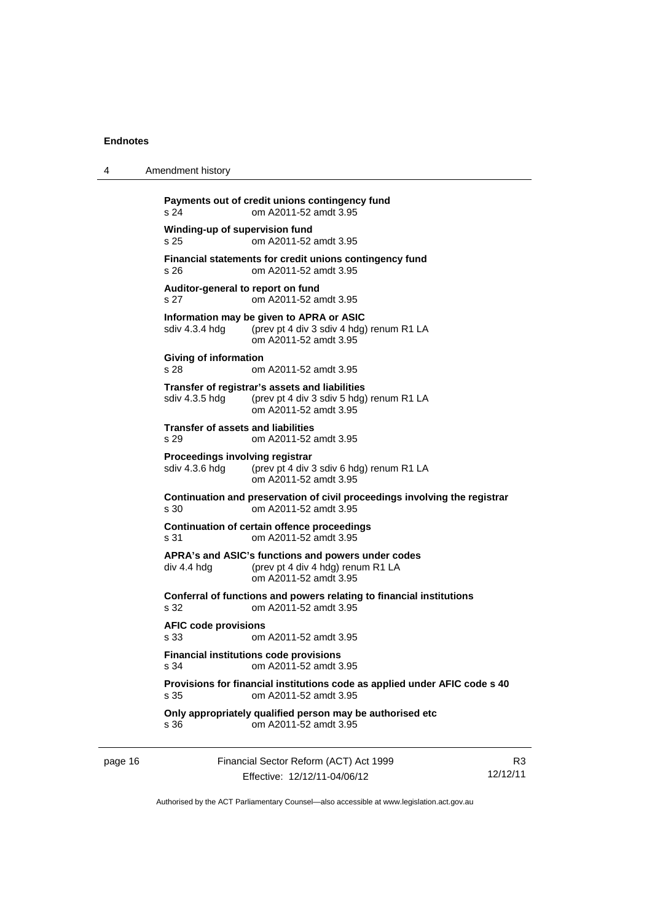**Payments out of credit unions contingency fund**
s 24 om A2011-52 amdt 3.95

**Winding-up of supervision fund**
s 25 om A2011-52 amdt 3.95

**Financial statements for credit unions contingency fund**
s 26 om A2011-52 amdt 3.95

**Auditor-general to report on fund**
s 27 om A2011-52 amdt 3.95

**Information may be given to APRA or ASIC**
sdiv 4.3.4 hdg (prev pt 4 div 3 sdiv 4 hdg) renum R1 LA
om A2011-52 amdt 3.95

**Giving of information**
s 28 om A2011-52 amdt 3.95

**Transfer of registrar's assets and liabilities**
sdiv 4.3.5 hdg (prev pt 4 div 3 sdiv 5 hdg) renum R1 LA
om A2011-52 amdt 3.95

**Transfer of assets and liabilities**
s 29 om A2011-52 amdt 3.95

**Proceedings involving registrar**
sdiv 4.3.6 hdg (prev pt 4 div 3 sdiv 6 hdg) renum R1 LA
om A2011-52 amdt 3.95

**Continuation and preservation of civil proceedings involving the registrar**
s 30 om A2011-52 amdt 3.95

**Continuation of certain offence proceedings**
s 31 om A2011-52 amdt 3.95

**APRA's and ASIC's functions and powers under codes**
div 4.4 hdg (prev pt 4 div 4 hdg) renum R1 LA
om A2011-52 amdt 3.95

**Conferral of functions and powers relating to financial institutions**
s 32 om A2011-52 amdt 3.95

**AFIC code provisions**
s 33 om A2011-52 amdt 3.95

**Financial institutions code provisions**
s 34 om A2011-52 amdt 3.95

**Provisions for financial institutions code as applied under AFIC code s 40**
s 35 om A2011-52 amdt 3.95

**Only appropriately qualified person may be authorised etc**
s 36 om A2011-52 amdt 3.95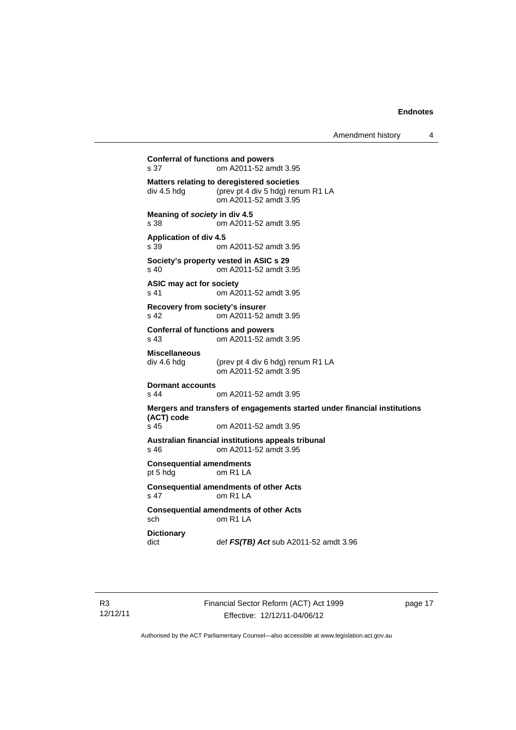**Conferral of functions and powers**
s 37 om A2011-52 amdt 3.95

**Matters relating to deregistered societies**
div 4.5 hdg (prev pt 4 div 5 hdg) renum R1 LA
om A2011-52 amdt 3.95

**Meaning of *society* in div 4.5**
s 38 om A2011-52 amdt 3.95

**Application of div 4.5**
s 39 om A2011-52 amdt 3.95

**Society's property vested in ASIC s 29**
s 40 om A2011-52 amdt 3.95

**ASIC may act for society**
s 41 om A2011-52 amdt 3.95

**Recovery from society's insurer**
s 42 om A2011-52 amdt 3.95

**Conferral of functions and powers**
s 43 om A2011-52 amdt 3.95

**Miscellaneous**
div 4.6 hdg (prev pt 4 div 6 hdg) renum R1 LA
om A2011-52 amdt 3.95

**Dormant accounts**
s 44 om A2011-52 amdt 3.95

**Mergers and transfers of engagements started under financial institutions (ACT) code**
s 45 om A2011-52 amdt 3.95

**Australian financial institutions appeals tribunal**
s 46 om A2011-52 amdt 3.95

**Consequential amendments**
pt 5 hdg om R1 LA

**Consequential amendments of other Acts**
s 47 om R1 LA

**Consequential amendments of other Acts**
sch om R1 LA

**Dictionary**
dict def ***FS(TB) Act*** sub A2011-52 amdt 3.96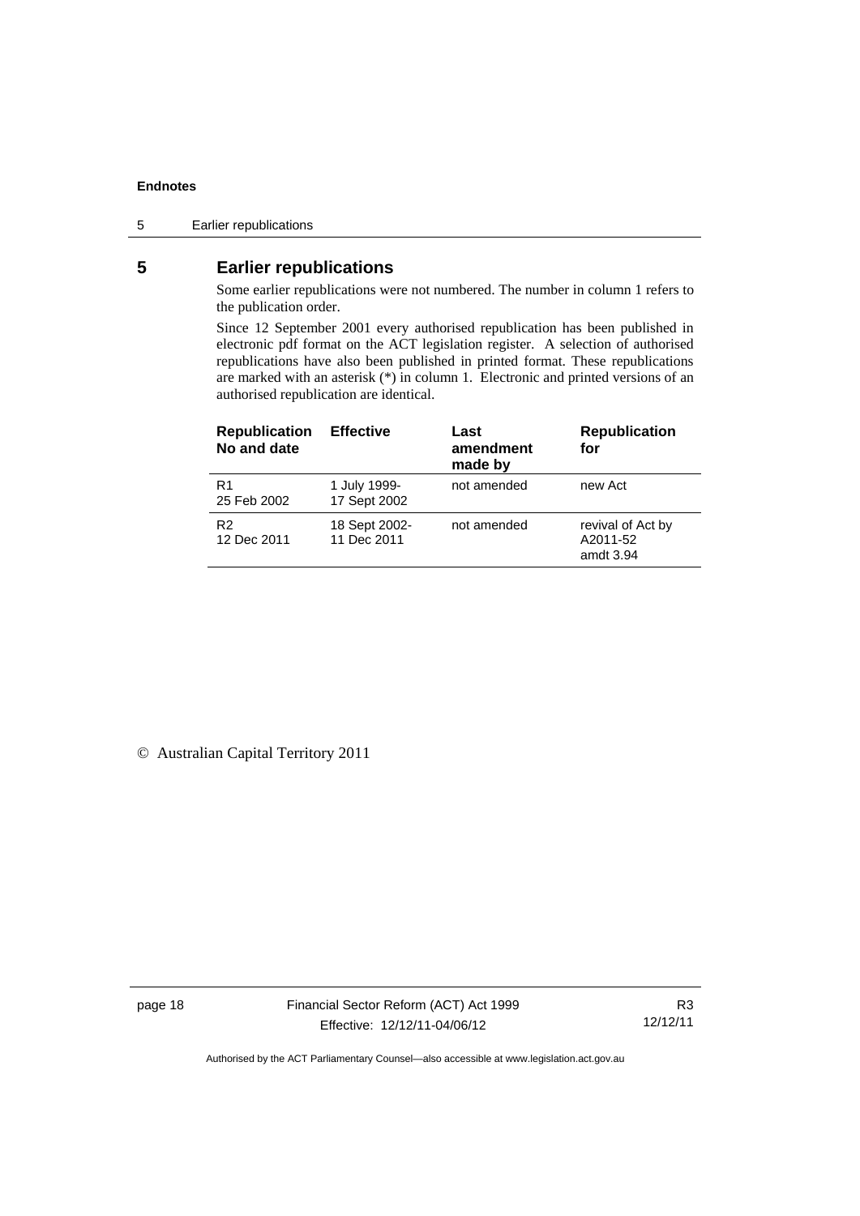## 5 Earlier republications

Some earlier republications were not numbered. The number in column 1 refers to the publication order.

Since 12 September 2001 every authorised republication has been published in electronic pdf format on the ACT legislation register. A selection of authorised republications have also been published in printed format. These republications are marked with an asterisk (*) in column 1. Electronic and printed versions of an authorised republication are identical.

| Republication No and date | Effective | Last amendment made by | Republication for |
|---|---|---|---|
| R1 25 Feb 2002 | 1 July 1999- 17 Sept 2002 | not amended | new Act |
| R2 12 Dec 2011 | 18 Sept 2002- 11 Dec 2011 | not amended | revival of Act by A2011-52 amdt 3.94 |

© Australian Capital Territory 2011